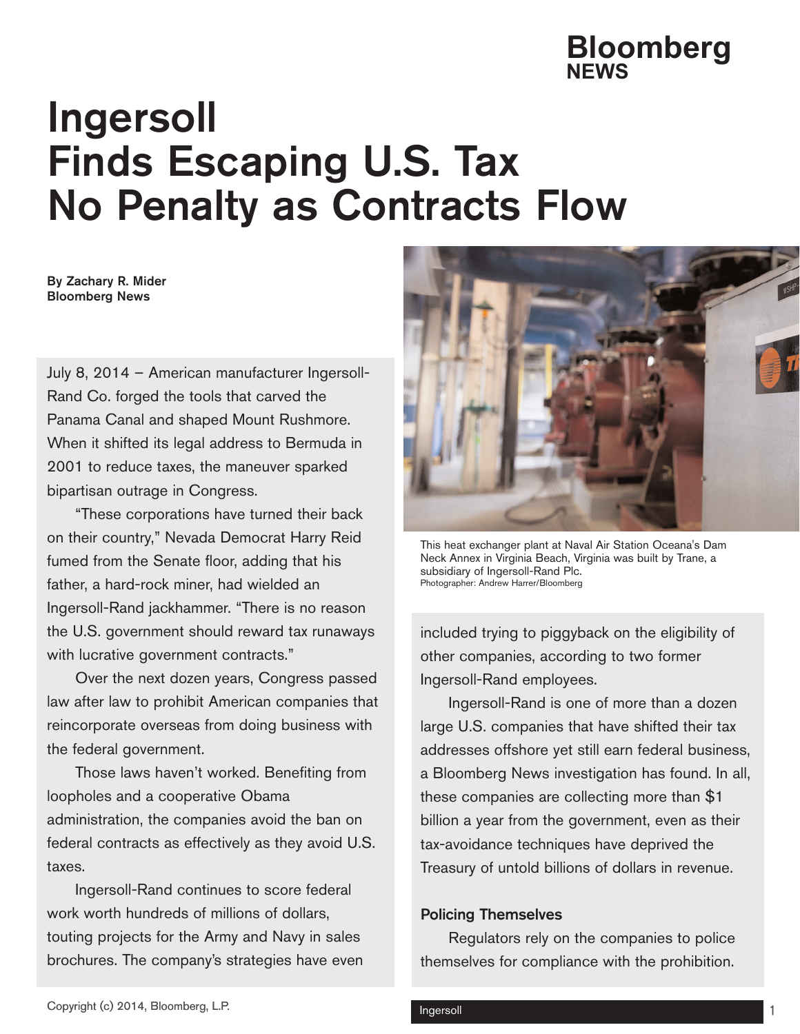# Ingersoll Finds Escaping U.S. Tax No Penalty as Contracts Flow

**By Zachary R. Mider**
**Bloomberg News**

July 8, 2014 – American manufacturer Ingersoll-Rand Co. forged the tools that carved the Panama Canal and shaped Mount Rushmore. When it shifted its legal address to Bermuda in 2001 to reduce taxes, the maneuver sparked bipartisan outrage in Congress.

"These corporations have turned their back on their country," Nevada Democrat Harry Reid fumed from the Senate floor, adding that his father, a hard-rock miner, had wielded an Ingersoll-Rand jackhammer. "There is no reason the U.S. government should reward tax runaways with lucrative government contracts."

Over the next dozen years, Congress passed law after law to prohibit American companies that reincorporate overseas from doing business with the federal government.

Those laws haven't worked. Benefiting from loopholes and a cooperative Obama administration, the companies avoid the ban on federal contracts as effectively as they avoid U.S. taxes.

Ingersoll-Rand continues to score federal work worth hundreds of millions of dollars, touting projects for the Army and Navy in sales brochures. The company's strategies have even included trying to piggyback on the eligibility of other companies, according to two former Ingersoll-Rand employees.

This heat exchanger plant at Naval Air Station Oceana's Dam Neck Annex in Virginia Beach, Virginia was built by Trane, a subsidiary of Ingersoll-Rand Plc.
Photographer: Andrew Harrer/Bloomberg

Ingersoll-Rand is one of more than a dozen large U.S. companies that have shifted their tax addresses offshore yet still earn federal business, a Bloomberg News investigation has found. In all, these companies are collecting more than $1 billion a year from the government, even as their tax-avoidance techniques have deprived the Treasury of untold billions of dollars in revenue.

### Policing Themselves

Regulators rely on the companies to police themselves for compliance with the prohibition.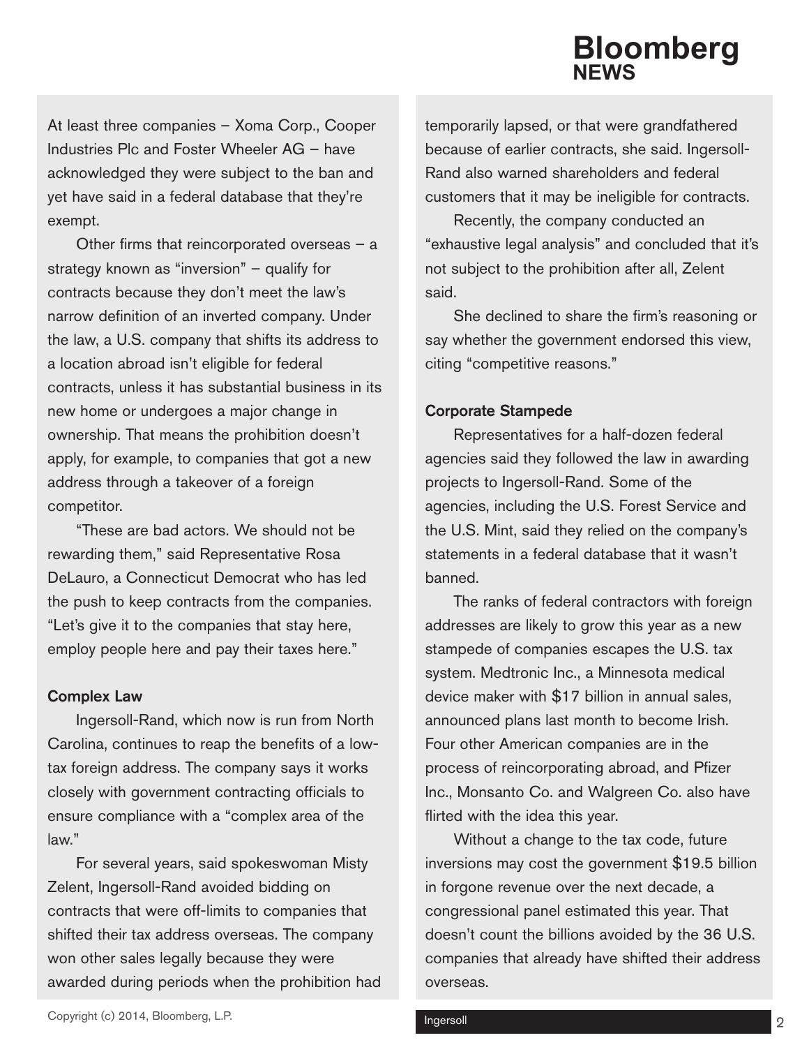At least three companies – Xoma Corp., Cooper Industries Plc and Foster Wheeler AG – have acknowledged they were subject to the ban and yet have said in a federal database that they're exempt.

Other firms that reincorporated overseas – a strategy known as "inversion" – qualify for contracts because they don't meet the law's narrow definition of an inverted company. Under the law, a U.S. company that shifts its address to a location abroad isn't eligible for federal contracts, unless it has substantial business in its new home or undergoes a major change in ownership. That means the prohibition doesn't apply, for example, to companies that got a new address through a takeover of a foreign competitor.

"These are bad actors. We should not be rewarding them," said Representative Rosa DeLauro, a Connecticut Democrat who has led the push to keep contracts from the companies. "Let's give it to the companies that stay here, employ people here and pay their taxes here."

### Complex Law

Ingersoll-Rand, which now is run from North Carolina, continues to reap the benefits of a low-tax foreign address. The company says it works closely with government contracting officials to ensure compliance with a "complex area of the law."

For several years, said spokeswoman Misty Zelent, Ingersoll-Rand avoided bidding on contracts that were off-limits to companies that shifted their tax address overseas. The company won other sales legally because they were awarded during periods when the prohibition had temporarily lapsed, or that were grandfathered because of earlier contracts, she said. Ingersoll-Rand also warned shareholders and federal customers that it may be ineligible for contracts.

Recently, the company conducted an "exhaustive legal analysis" and concluded that it's not subject to the prohibition after all, Zelent said.

She declined to share the firm's reasoning or say whether the government endorsed this view, citing "competitive reasons."

### Corporate Stampede

Representatives for a half-dozen federal agencies said they followed the law in awarding projects to Ingersoll-Rand. Some of the agencies, including the U.S. Forest Service and the U.S. Mint, said they relied on the company's statements in a federal database that it wasn't banned.

The ranks of federal contractors with foreign addresses are likely to grow this year as a new stampede of companies escapes the U.S. tax system. Medtronic Inc., a Minnesota medical device maker with $17 billion in annual sales, announced plans last month to become Irish. Four other American companies are in the process of reincorporating abroad, and Pfizer Inc., Monsanto Co. and Walgreen Co. also have flirted with the idea this year.

Without a change to the tax code, future inversions may cost the government $19.5 billion in forgone revenue over the next decade, a congressional panel estimated this year. That doesn't count the billions avoided by the 36 U.S. companies that already have shifted their address overseas.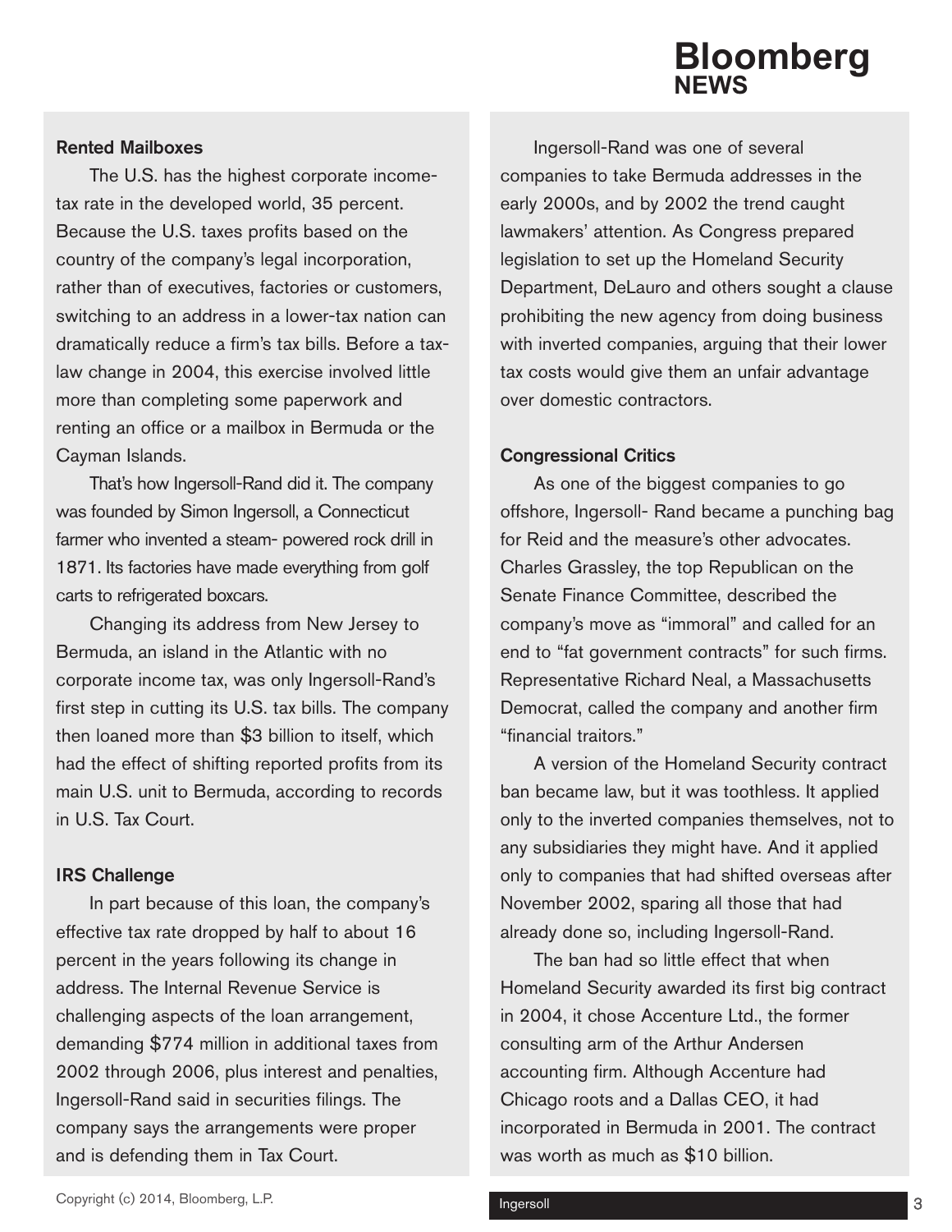### Rented Mailboxes

The U.S. has the highest corporate income-tax rate in the developed world, 35 percent. Because the U.S. taxes profits based on the country of the company's legal incorporation, rather than of executives, factories or customers, switching to an address in a lower-tax nation can dramatically reduce a firm's tax bills. Before a tax-law change in 2004, this exercise involved little more than completing some paperwork and renting an office or a mailbox in Bermuda or the Cayman Islands.

That's how Ingersoll-Rand did it. The company was founded by Simon Ingersoll, a Connecticut farmer who invented a steam- powered rock drill in 1871. Its factories have made everything from golf carts to refrigerated boxcars.

Changing its address from New Jersey to Bermuda, an island in the Atlantic with no corporate income tax, was only Ingersoll-Rand's first step in cutting its U.S. tax bills. The company then loaned more than $3 billion to itself, which had the effect of shifting reported profits from its main U.S. unit to Bermuda, according to records in U.S. Tax Court.

### IRS Challenge

In part because of this loan, the company's effective tax rate dropped by half to about 16 percent in the years following its change in address. The Internal Revenue Service is challenging aspects of the loan arrangement, demanding $774 million in additional taxes from 2002 through 2006, plus interest and penalties, Ingersoll-Rand said in securities filings. The company says the arrangements were proper and is defending them in Tax Court.

Ingersoll-Rand was one of several companies to take Bermuda addresses in the early 2000s, and by 2002 the trend caught lawmakers' attention. As Congress prepared legislation to set up the Homeland Security Department, DeLauro and others sought a clause prohibiting the new agency from doing business with inverted companies, arguing that their lower tax costs would give them an unfair advantage over domestic contractors.

### Congressional Critics

As one of the biggest companies to go offshore, Ingersoll- Rand became a punching bag for Reid and the measure's other advocates. Charles Grassley, the top Republican on the Senate Finance Committee, described the company's move as "immoral" and called for an end to "fat government contracts" for such firms. Representative Richard Neal, a Massachusetts Democrat, called the company and another firm "financial traitors."

A version of the Homeland Security contract ban became law, but it was toothless. It applied only to the inverted companies themselves, not to any subsidiaries they might have. And it applied only to companies that had shifted overseas after November 2002, sparing all those that had already done so, including Ingersoll-Rand.

The ban had so little effect that when Homeland Security awarded its first big contract in 2004, it chose Accenture Ltd., the former consulting arm of the Arthur Andersen accounting firm. Although Accenture had Chicago roots and a Dallas CEO, it had incorporated in Bermuda in 2001. The contract was worth as much as $10 billion.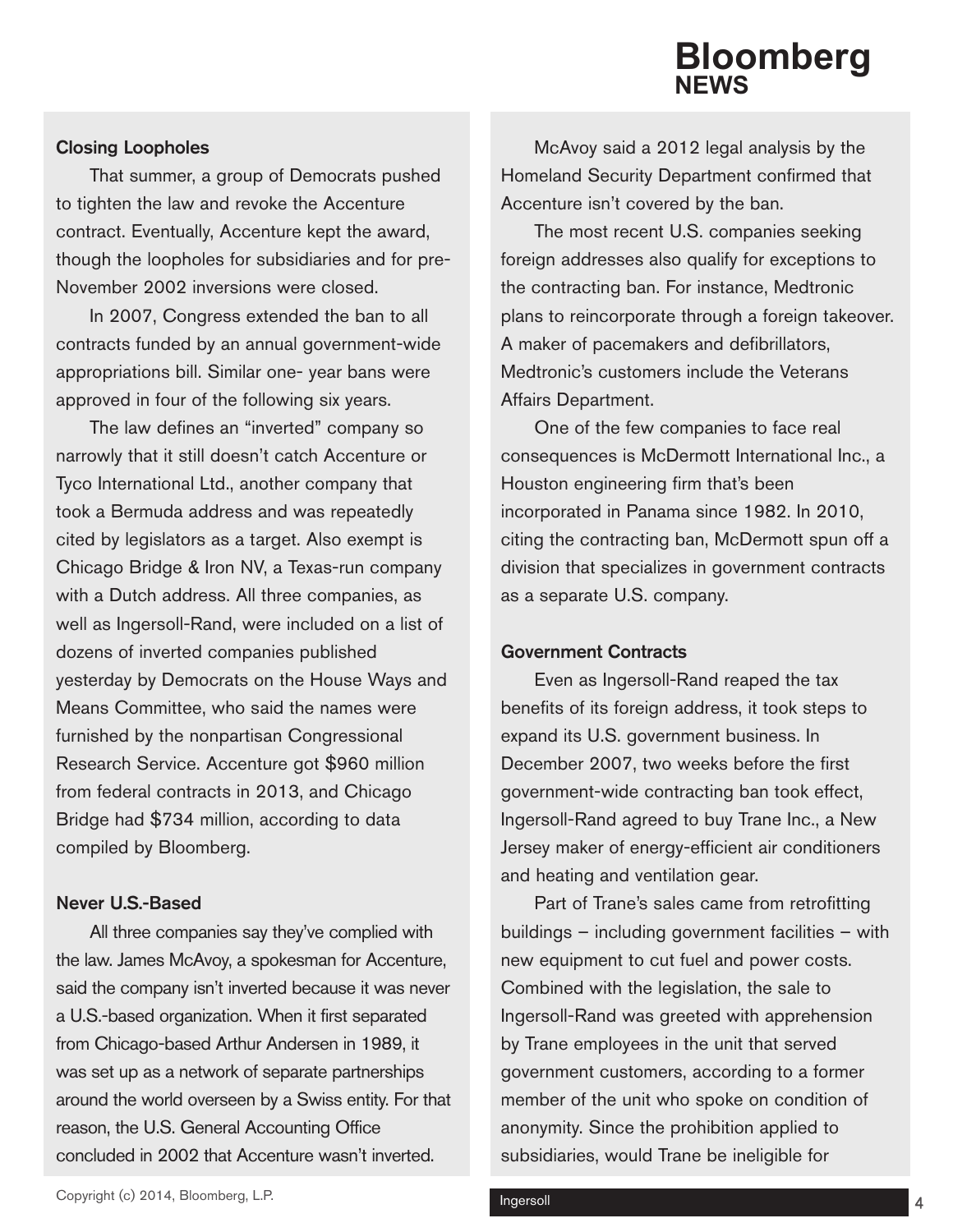### Closing Loopholes

That summer, a group of Democrats pushed to tighten the law and revoke the Accenture contract. Eventually, Accenture kept the award, though the loopholes for subsidiaries and for pre-November 2002 inversions were closed.

In 2007, Congress extended the ban to all contracts funded by an annual government-wide appropriations bill. Similar one- year bans were approved in four of the following six years.

The law defines an "inverted" company so narrowly that it still doesn't catch Accenture or Tyco International Ltd., another company that took a Bermuda address and was repeatedly cited by legislators as a target. Also exempt is Chicago Bridge & Iron NV, a Texas-run company with a Dutch address. All three companies, as well as Ingersoll-Rand, were included on a list of dozens of inverted companies published yesterday by Democrats on the House Ways and Means Committee, who said the names were furnished by the nonpartisan Congressional Research Service. Accenture got $960 million from federal contracts in 2013, and Chicago Bridge had $734 million, according to data compiled by Bloomberg.

### Never U.S.-Based

All three companies say they've complied with the law. James McAvoy, a spokesman for Accenture, said the company isn't inverted because it was never a U.S.-based organization. When it first separated from Chicago-based Arthur Andersen in 1989, it was set up as a network of separate partnerships around the world overseen by a Swiss entity. For that reason, the U.S. General Accounting Office concluded in 2002 that Accenture wasn't inverted.

McAvoy said a 2012 legal analysis by the Homeland Security Department confirmed that Accenture isn't covered by the ban.

The most recent U.S. companies seeking foreign addresses also qualify for exceptions to the contracting ban. For instance, Medtronic plans to reincorporate through a foreign takeover. A maker of pacemakers and defibrillators, Medtronic's customers include the Veterans Affairs Department.

One of the few companies to face real consequences is McDermott International Inc., a Houston engineering firm that's been incorporated in Panama since 1982. In 2010, citing the contracting ban, McDermott spun off a division that specializes in government contracts as a separate U.S. company.

### Government Contracts

Even as Ingersoll-Rand reaped the tax benefits of its foreign address, it took steps to expand its U.S. government business. In December 2007, two weeks before the first government-wide contracting ban took effect, Ingersoll-Rand agreed to buy Trane Inc., a New Jersey maker of energy-efficient air conditioners and heating and ventilation gear.

Part of Trane's sales came from retrofitting buildings – including government facilities – with new equipment to cut fuel and power costs. Combined with the legislation, the sale to Ingersoll-Rand was greeted with apprehension by Trane employees in the unit that served government customers, according to a former member of the unit who spoke on condition of anonymity. Since the prohibition applied to subsidiaries, would Trane be ineligible for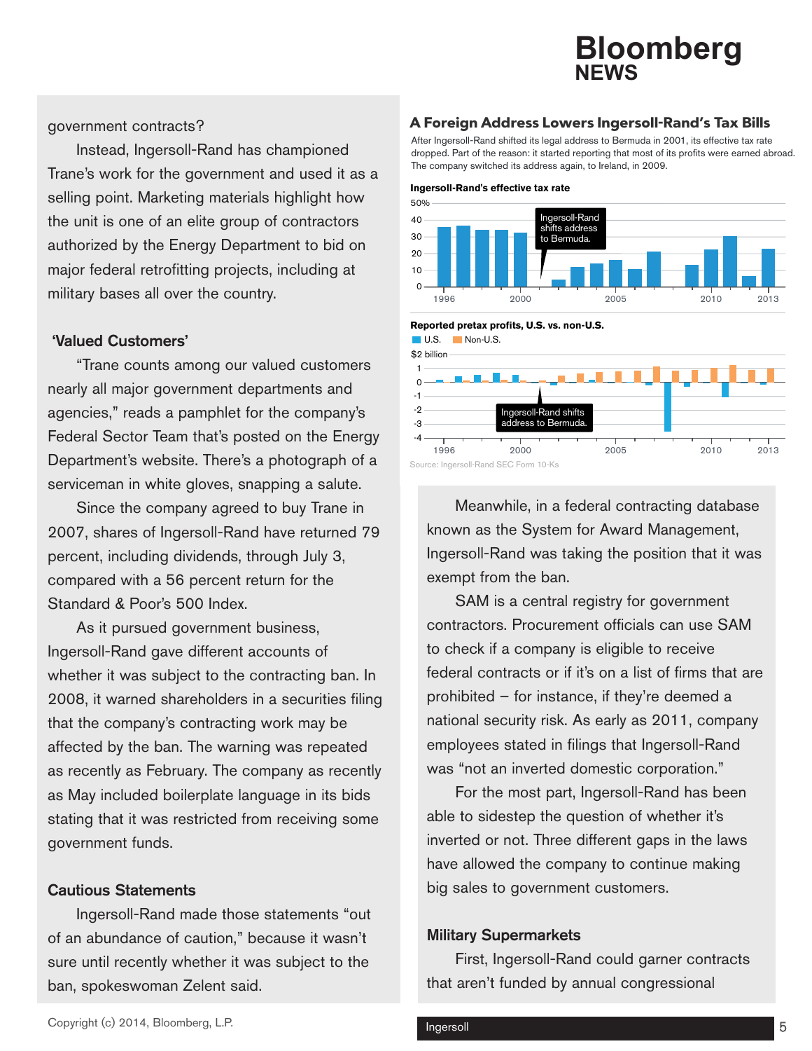government contracts?

Instead, Ingersoll-Rand has championed Trane's work for the government and used it as a selling point. Marketing materials highlight how the unit is one of an elite group of contractors authorized by the Energy Department to bid on major federal retrofitting projects, including at military bases all over the country.

### 'Valued Customers'

"Trane counts among our valued customers nearly all major government departments and agencies," reads a pamphlet for the company's Federal Sector Team that's posted on the Energy Department's website. There's a photograph of a serviceman in white gloves, snapping a salute.

Since the company agreed to buy Trane in 2007, shares of Ingersoll-Rand have returned 79 percent, including dividends, through July 3, compared with a 56 percent return for the Standard & Poor's 500 Index.

As it pursued government business, Ingersoll-Rand gave different accounts of whether it was subject to the contracting ban. In 2008, it warned shareholders in a securities filing that the company's contracting work may be affected by the ban. The warning was repeated as recently as February. The company as recently as May included boilerplate language in its bids stating that it was restricted from receiving some government funds.

### Cautious Statements

Ingersoll-Rand made those statements "out of an abundance of caution," because it wasn't sure until recently whether it was subject to the ban, spokeswoman Zelent said.

**A Foreign Address Lowers Ingersoll-Rand's Tax Bills**

After Ingersoll-Rand shifted its legal address to Bermuda in 2001, its effective tax rate dropped. Part of the reason: it started reporting that most of its profits were earned abroad. The company switched its address again, to Ireland, in 2009.

**Ingersoll-Rand's effective tax rate**

Ingersoll-Rand shifts address to Bermuda.

**Reported pretax profits, U.S. vs. non-U.S.**

U.S. / Non-U.S.

Ingersoll-Rand shifts address to Bermuda.

Source: Ingersoll-Rand SEC Form 10-Ks

Meanwhile, in a federal contracting database known as the System for Award Management, Ingersoll-Rand was taking the position that it was exempt from the ban.

SAM is a central registry for government contractors. Procurement officials can use SAM to check if a company is eligible to receive federal contracts or if it's on a list of firms that are prohibited – for instance, if they're deemed a national security risk. As early as 2011, company employees stated in filings that Ingersoll-Rand was "not an inverted domestic corporation."

For the most part, Ingersoll-Rand has been able to sidestep the question of whether it's inverted or not. Three different gaps in the laws have allowed the company to continue making big sales to government customers.

### Military Supermarkets

First, Ingersoll-Rand could garner contracts that aren't funded by annual congressional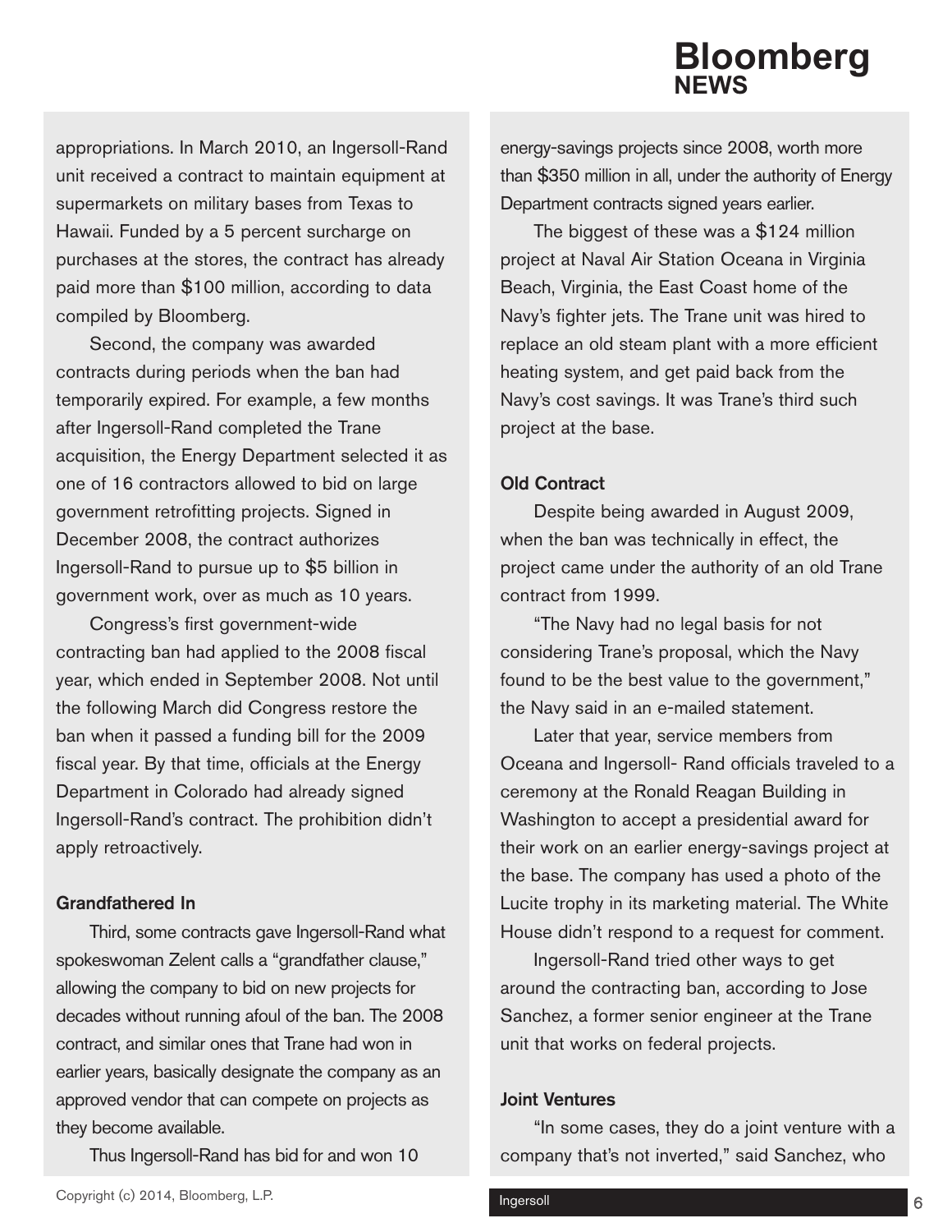appropriations. In March 2010, an Ingersoll-Rand unit received a contract to maintain equipment at supermarkets on military bases from Texas to Hawaii. Funded by a 5 percent surcharge on purchases at the stores, the contract has already paid more than $100 million, according to data compiled by Bloomberg.

Second, the company was awarded contracts during periods when the ban had temporarily expired. For example, a few months after Ingersoll-Rand completed the Trane acquisition, the Energy Department selected it as one of 16 contractors allowed to bid on large government retrofitting projects. Signed in December 2008, the contract authorizes Ingersoll-Rand to pursue up to $5 billion in government work, over as much as 10 years.

Congress's first government-wide contracting ban had applied to the 2008 fiscal year, which ended in September 2008. Not until the following March did Congress restore the ban when it passed a funding bill for the 2009 fiscal year. By that time, officials at the Energy Department in Colorado had already signed Ingersoll-Rand's contract. The prohibition didn't apply retroactively.

### Grandfathered In

Third, some contracts gave Ingersoll-Rand what spokeswoman Zelent calls a "grandfather clause," allowing the company to bid on new projects for decades without running afoul of the ban. The 2008 contract, and similar ones that Trane had won in earlier years, basically designate the company as an approved vendor that can compete on projects as they become available.

Thus Ingersoll-Rand has bid for and won 10 energy-savings projects since 2008, worth more than $350 million in all, under the authority of Energy Department contracts signed years earlier.

The biggest of these was a $124 million project at Naval Air Station Oceana in Virginia Beach, Virginia, the East Coast home of the Navy's fighter jets. The Trane unit was hired to replace an old steam plant with a more efficient heating system, and get paid back from the Navy's cost savings. It was Trane's third such project at the base.

### Old Contract

Despite being awarded in August 2009, when the ban was technically in effect, the project came under the authority of an old Trane contract from 1999.

"The Navy had no legal basis for not considering Trane's proposal, which the Navy found to be the best value to the government," the Navy said in an e-mailed statement.

Later that year, service members from Oceana and Ingersoll- Rand officials traveled to a ceremony at the Ronald Reagan Building in Washington to accept a presidential award for their work on an earlier energy-savings project at the base. The company has used a photo of the Lucite trophy in its marketing material. The White House didn't respond to a request for comment.

Ingersoll-Rand tried other ways to get around the contracting ban, according to Jose Sanchez, a former senior engineer at the Trane unit that works on federal projects.

### Joint Ventures

"In some cases, they do a joint venture with a company that's not inverted," said Sanchez, who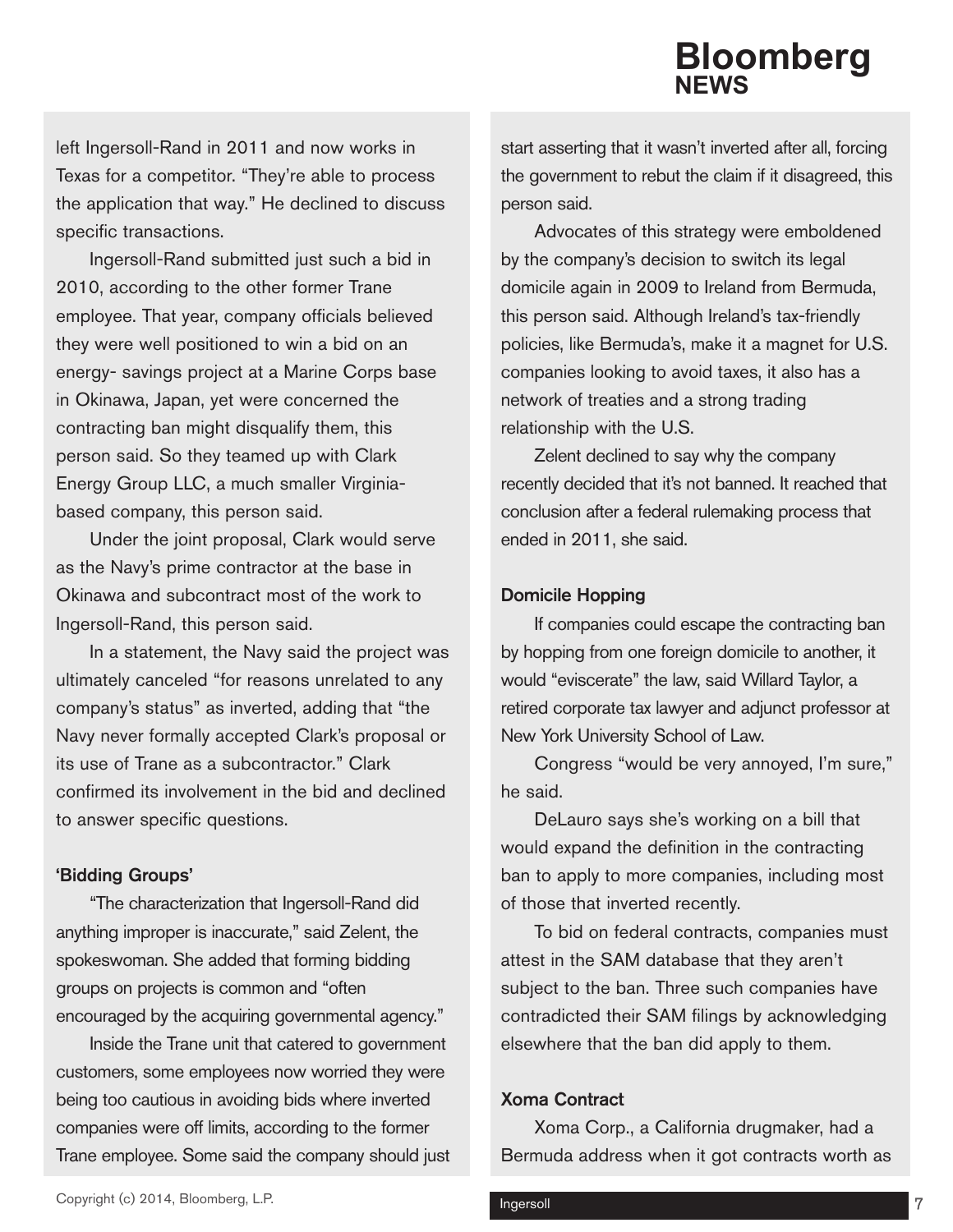left Ingersoll-Rand in 2011 and now works in Texas for a competitor. "They're able to process the application that way." He declined to discuss specific transactions.

Ingersoll-Rand submitted just such a bid in 2010, according to the other former Trane employee. That year, company officials believed they were well positioned to win a bid on an energy- savings project at a Marine Corps base in Okinawa, Japan, yet were concerned the contracting ban might disqualify them, this person said. So they teamed up with Clark Energy Group LLC, a much smaller Virginia-based company, this person said.

Under the joint proposal, Clark would serve as the Navy's prime contractor at the base in Okinawa and subcontract most of the work to Ingersoll-Rand, this person said.

In a statement, the Navy said the project was ultimately canceled "for reasons unrelated to any company's status" as inverted, adding that "the Navy never formally accepted Clark's proposal or its use of Trane as a subcontractor." Clark confirmed its involvement in the bid and declined to answer specific questions.

### 'Bidding Groups'

"The characterization that Ingersoll-Rand did anything improper is inaccurate," said Zelent, the spokeswoman. She added that forming bidding groups on projects is common and "often encouraged by the acquiring governmental agency."

Inside the Trane unit that catered to government customers, some employees now worried they were being too cautious in avoiding bids where inverted companies were off limits, according to the former Trane employee. Some said the company should just start asserting that it wasn't inverted after all, forcing the government to rebut the claim if it disagreed, this person said.

Advocates of this strategy were emboldened by the company's decision to switch its legal domicile again in 2009 to Ireland from Bermuda, this person said. Although Ireland's tax-friendly policies, like Bermuda's, make it a magnet for U.S. companies looking to avoid taxes, it also has a network of treaties and a strong trading relationship with the U.S.

Zelent declined to say why the company recently decided that it's not banned. It reached that conclusion after a federal rulemaking process that ended in 2011, she said.

### Domicile Hopping

If companies could escape the contracting ban by hopping from one foreign domicile to another, it would "eviscerate" the law, said Willard Taylor, a retired corporate tax lawyer and adjunct professor at New York University School of Law.

Congress "would be very annoyed, I'm sure," he said.

DeLauro says she's working on a bill that would expand the definition in the contracting ban to apply to more companies, including most of those that inverted recently.

To bid on federal contracts, companies must attest in the SAM database that they aren't subject to the ban. Three such companies have contradicted their SAM filings by acknowledging elsewhere that the ban did apply to them.

### Xoma Contract

Xoma Corp., a California drugmaker, had a Bermuda address when it got contracts worth as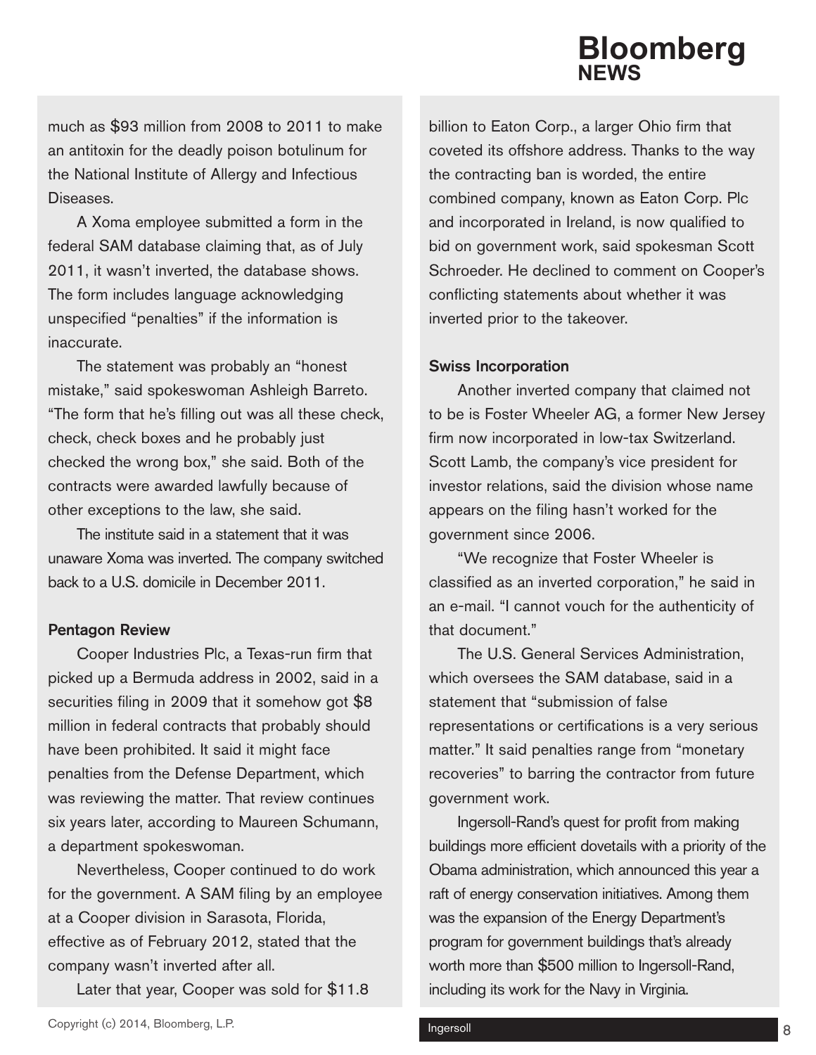much as $93 million from 2008 to 2011 to make an antitoxin for the deadly poison botulinum for the National Institute of Allergy and Infectious Diseases.

A Xoma employee submitted a form in the federal SAM database claiming that, as of July 2011, it wasn't inverted, the database shows. The form includes language acknowledging unspecified "penalties" if the information is inaccurate.

The statement was probably an "honest mistake," said spokeswoman Ashleigh Barreto. "The form that he's filling out was all these check, check, check boxes and he probably just checked the wrong box," she said. Both of the contracts were awarded lawfully because of other exceptions to the law, she said.

The institute said in a statement that it was unaware Xoma was inverted. The company switched back to a U.S. domicile in December 2011.

### Pentagon Review

Cooper Industries Plc, a Texas-run firm that picked up a Bermuda address in 2002, said in a securities filing in 2009 that it somehow got $8 million in federal contracts that probably should have been prohibited. It said it might face penalties from the Defense Department, which was reviewing the matter. That review continues six years later, according to Maureen Schumann, a department spokeswoman.

Nevertheless, Cooper continued to do work for the government. A SAM filing by an employee at a Cooper division in Sarasota, Florida, effective as of February 2012, stated that the company wasn't inverted after all.

Later that year, Cooper was sold for $11.8 billion to Eaton Corp., a larger Ohio firm that coveted its offshore address. Thanks to the way the contracting ban is worded, the entire combined company, known as Eaton Corp. Plc and incorporated in Ireland, is now qualified to bid on government work, said spokesman Scott Schroeder. He declined to comment on Cooper's conflicting statements about whether it was inverted prior to the takeover.

### Swiss Incorporation

Another inverted company that claimed not to be is Foster Wheeler AG, a former New Jersey firm now incorporated in low-tax Switzerland. Scott Lamb, the company's vice president for investor relations, said the division whose name appears on the filing hasn't worked for the government since 2006.

"We recognize that Foster Wheeler is classified as an inverted corporation," he said in an e-mail. "I cannot vouch for the authenticity of that document."

The U.S. General Services Administration, which oversees the SAM database, said in a statement that "submission of false representations or certifications is a very serious matter." It said penalties range from "monetary recoveries" to barring the contractor from future government work.

Ingersoll-Rand's quest for profit from making buildings more efficient dovetails with a priority of the Obama administration, which announced this year a raft of energy conservation initiatives. Among them was the expansion of the Energy Department's program for government buildings that's already worth more than $500 million to Ingersoll-Rand, including its work for the Navy in Virginia.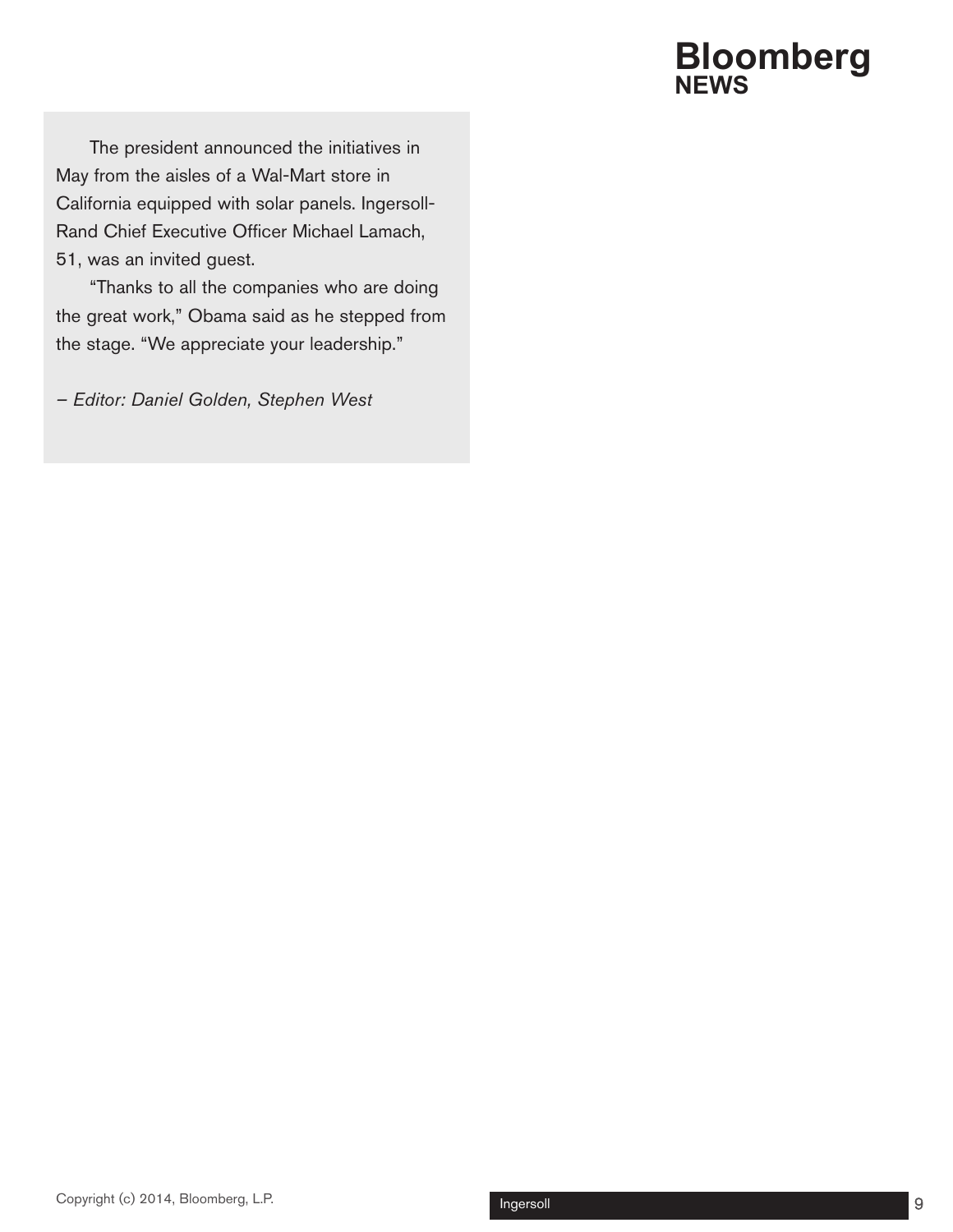The president announced the initiatives in May from the aisles of a Wal-Mart store in California equipped with solar panels. Ingersoll-Rand Chief Executive Officer Michael Lamach, 51, was an invited guest.

"Thanks to all the companies who are doing the great work," Obama said as he stepped from the stage. "We appreciate your leadership."

*– Editor: Daniel Golden, Stephen West*